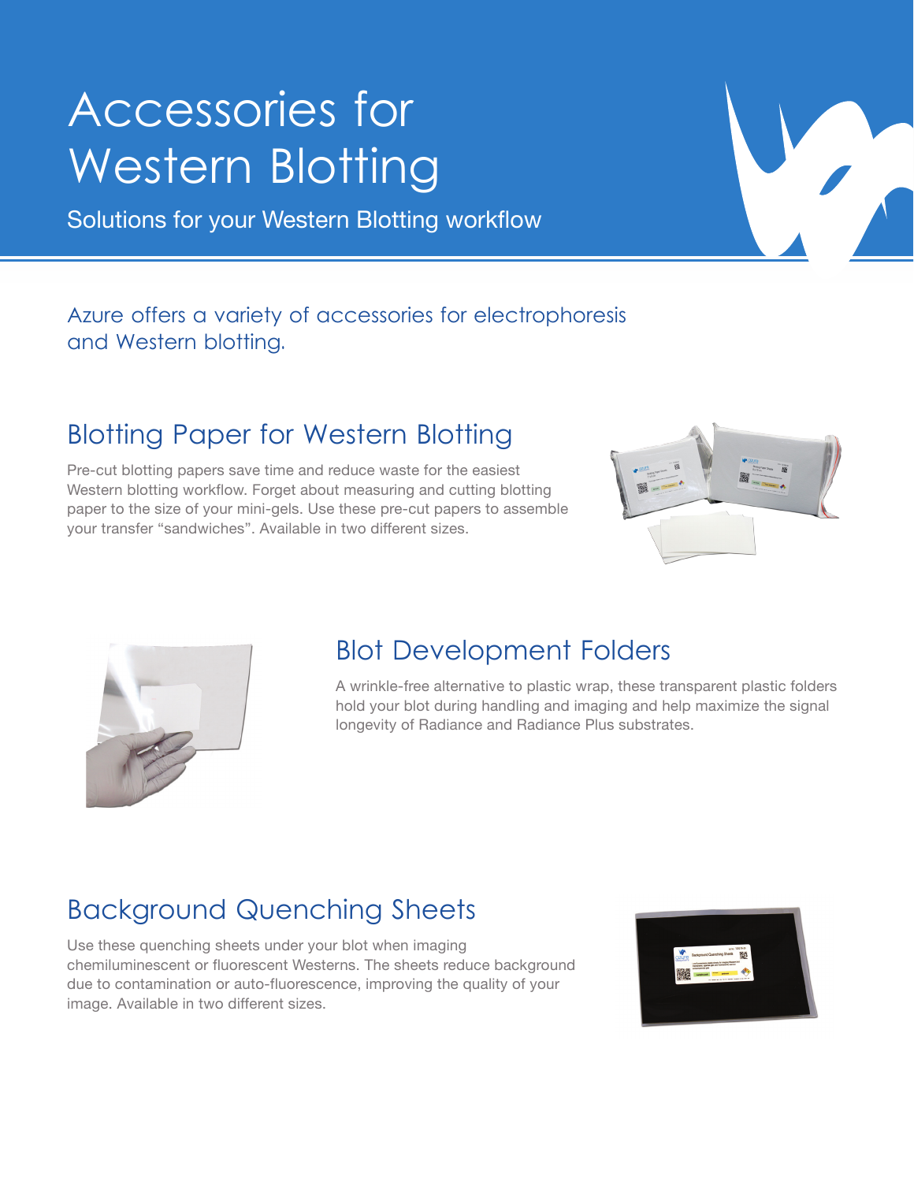# Accessories for Western Blotting

Solutions for your Western Blotting workflow

Azure offers a variety of accessories for electrophoresis and Western blotting.

## Blotting Paper for Western Blotting

Pre-cut blotting papers save time and reduce waste for the easiest Western blotting workflow. Forget about measuring and cutting blotting paper to the size of your mini-gels. Use these pre-cut papers to assemble your transfer "sandwiches". Available in two different sizes.

## Blot Development Folders

A wrinkle-free alternative to plastic wrap, these transparent plastic folders hold your blot during handling and imaging and help maximize the signal longevity of Radiance and Radiance Plus substrates.

## Background Quenching Sheets

Use these quenching sheets under your blot when imaging chemiluminescent or fluorescent Westerns. The sheets reduce background due to contamination or auto-fluorescence, improving the quality of your image. Available in two different sizes.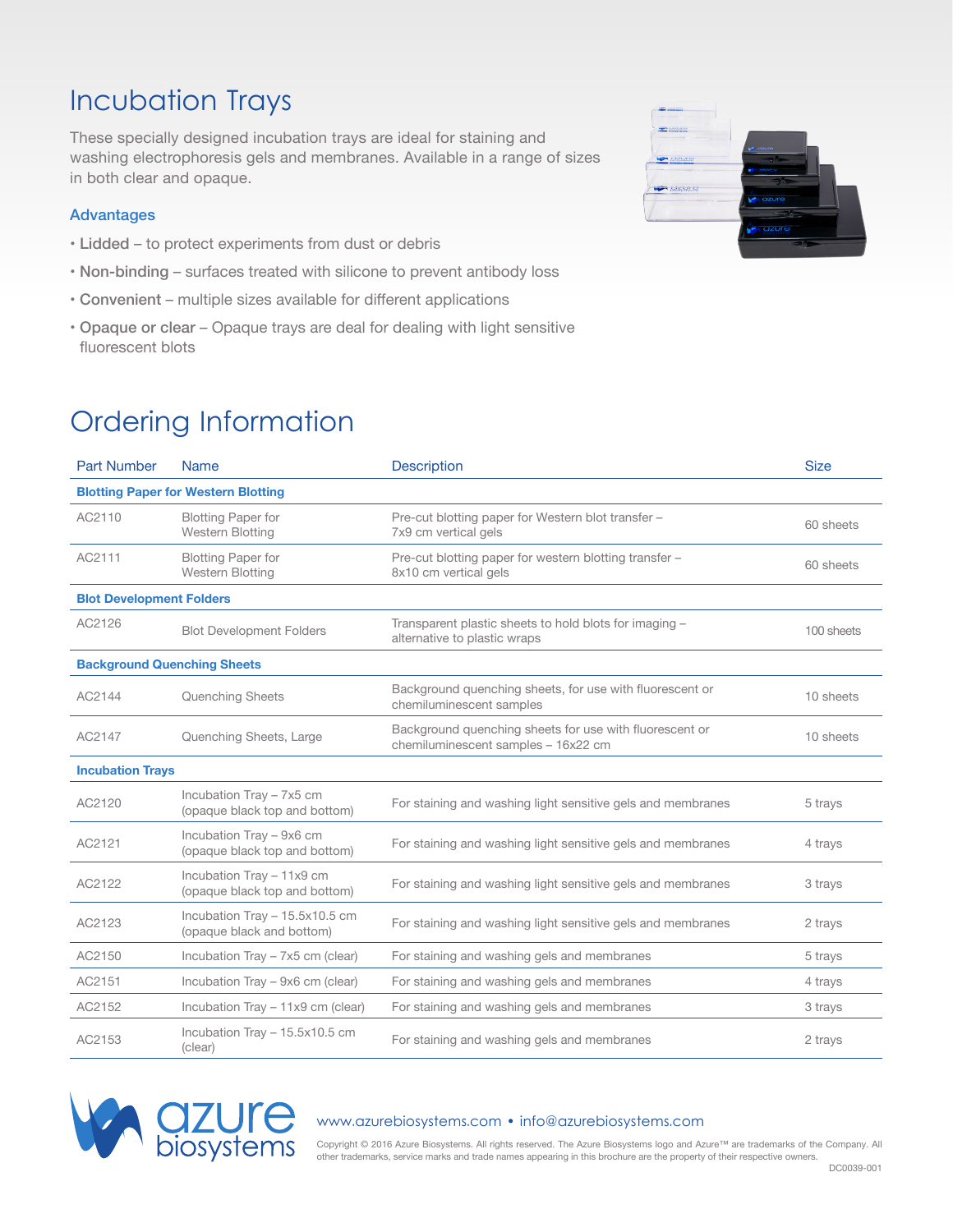# Incubation Trays

These specially designed incubation trays are ideal for staining and washing electrophoresis gels and membranes. Available in a range of sizes in both clear and opaque.

### Advantages

- **Lidded** – to protect experiments from dust or debris
- **Non-binding** – surfaces treated with silicone to prevent antibody loss
- **Convenient** – multiple sizes available for different applications
- **Opaque or clear** – Opaque trays are deal for dealing with light sensitive fluorescent blots

# Ordering Information

| Part Number | Name | Description | Size |
|---|---|---|---|
| **Blotting Paper for Western Blotting** | | | |
| AC2110 | Blotting Paper for Western Blotting | Pre-cut blotting paper for Western blot transfer – 7x9 cm vertical gels | 60 sheets |
| AC2111 | Blotting Paper for Western Blotting | Pre-cut blotting paper for western blotting transfer – 8x10 cm vertical gels | 60 sheets |
| **Blot Development Folders** | | | |
| AC2126 | Blot Development Folders | Transparent plastic sheets to hold blots for imaging – alternative to plastic wraps | 100 sheets |
| **Background Quenching Sheets** | | | |
| AC2144 | Quenching Sheets | Background quenching sheets, for use with fluorescent or chemiluminescent samples | 10 sheets |
| AC2147 | Quenching Sheets, Large | Background quenching sheets for use with fluorescent or chemiluminescent samples – 16x22 cm | 10 sheets |
| **Incubation Trays** | | | |
| AC2120 | Incubation Tray – 7x5 cm (opaque black top and bottom) | For staining and washing light sensitive gels and membranes | 5 trays |
| AC2121 | Incubation Tray – 9x6 cm (opaque black top and bottom) | For staining and washing light sensitive gels and membranes | 4 trays |
| AC2122 | Incubation Tray – 11x9 cm (opaque black top and bottom) | For staining and washing light sensitive gels and membranes | 3 trays |
| AC2123 | Incubation Tray – 15.5x10.5 cm (opaque black and bottom) | For staining and washing light sensitive gels and membranes | 2 trays |
| AC2150 | Incubation Tray – 7x5 cm (clear) | For staining and washing gels and membranes | 5 trays |
| AC2151 | Incubation Tray – 9x6 cm (clear) | For staining and washing gels and membranes | 4 trays |
| AC2152 | Incubation Tray – 11x9 cm (clear) | For staining and washing gels and membranes | 3 trays |
| AC2153 | Incubation Tray – 15.5x10.5 cm (clear) | For staining and washing gels and membranes | 2 trays |

azure biosystems

www.azurebiosystems.com • info@azurebiosystems.com

Copyright © 2016 Azure Biosystems. All rights reserved. The Azure Biosystems logo and Azure™ are trademarks of the Company. All other trademarks, service marks and trade names appearing in this brochure are the property of their respective owners.

DC0039-001